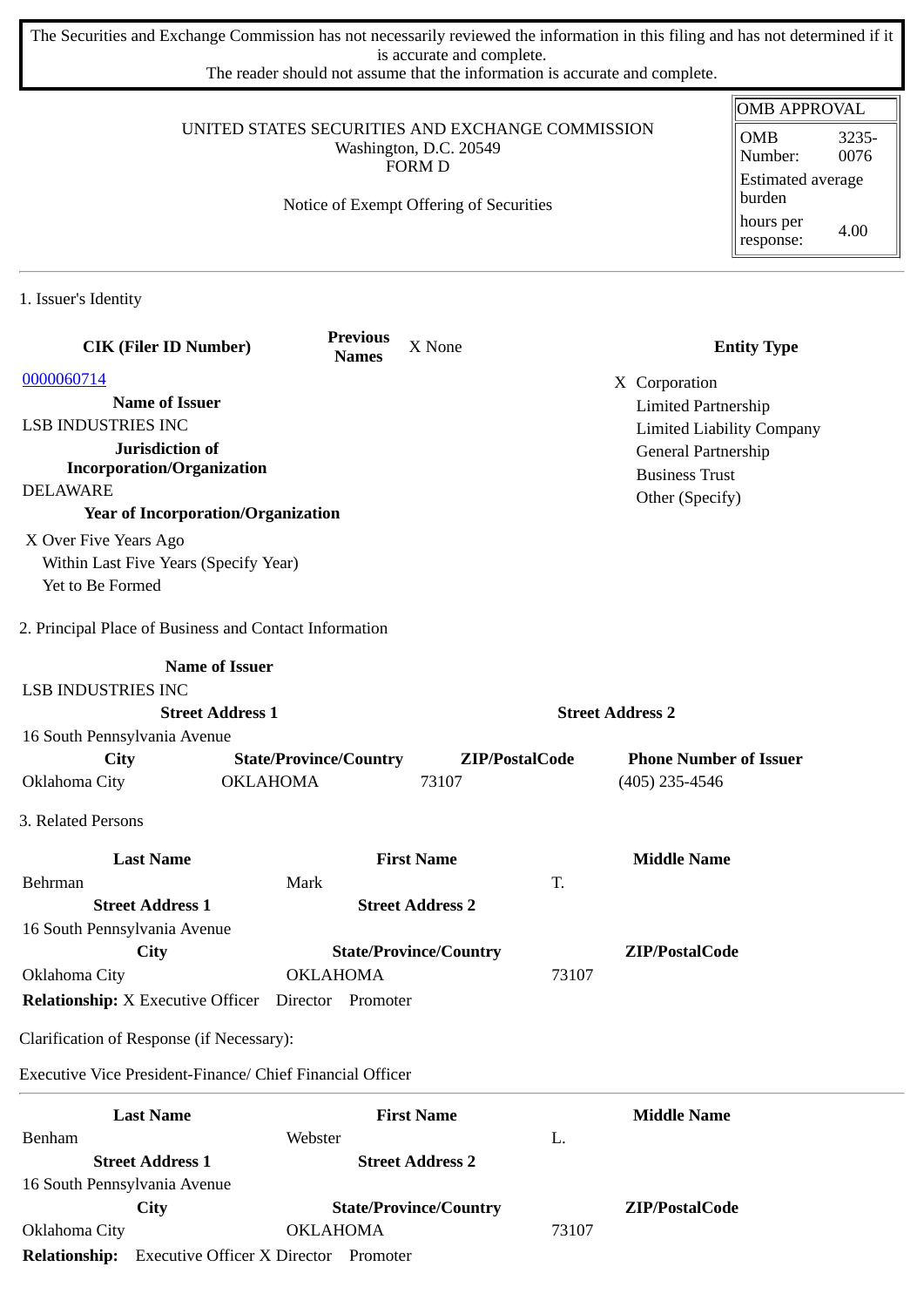The Securities and Exchange Commission has not necessarily reviewed the information in this filing and has not determined if it is accurate and complete.
The reader should not assume that the information is accurate and complete.

UNITED STATES SECURITIES AND EXCHANGE COMMISSION
Washington, D.C. 20549
FORM D

Notice of Exempt Offering of Securities

| OMB APPROVAL | |
|---|---|
| OMB Number: | 3235-0076 |
| Estimated average burden | |
| hours per response: | 4.00 |

1. Issuer's Identity

| CIK (Filer ID Number) | Previous Names | X None | Entity Type |
|---|---|---|---|
| 0000060714 | | | X Corporation |
| **Name of Issuer** | | | Limited Partnership |
| LSB INDUSTRIES INC | | | Limited Liability Company |
| **Jurisdiction of Incorporation/Organization** | | | General Partnership |
| DELAWARE | | | Business Trust |
| **Year of Incorporation/Organization** | | | Other (Specify) |

X Over Five Years Ago
Within Last Five Years (Specify Year)
Yet to Be Formed

2. Principal Place of Business and Contact Information

| Name of Issuer | | | |
|---|---|---|---|
| LSB INDUSTRIES INC | | | |
| **Street Address 1** | | **Street Address 2** | |
| 16 South Pennsylvania Avenue | | | |
| **City** | **State/Province/Country** | **ZIP/PostalCode** | **Phone Number of Issuer** |
| Oklahoma City | OKLAHOMA | 73107 | (405) 235-4546 |

3. Related Persons

| Last Name | First Name | Middle Name |
|---|---|---|
| Behrman | Mark | T. |
| **Street Address 1** | **Street Address 2** | |
| 16 South Pennsylvania Avenue | | |
| **City** | **State/Province/Country** | **ZIP/PostalCode** |
| Oklahoma City | OKLAHOMA | 73107 |

**Relationship:** X Executive Officer Director Promoter

Clarification of Response (if Necessary):

Executive Vice President-Finance/ Chief Financial Officer

| Last Name | First Name | Middle Name |
|---|---|---|
| Benham | Webster | L. |
| **Street Address 1** | **Street Address 2** | |
| 16 South Pennsylvania Avenue | | |
| **City** | **State/Province/Country** | **ZIP/PostalCode** |
| Oklahoma City | OKLAHOMA | 73107 |

**Relationship:** Executive Officer X Director Promoter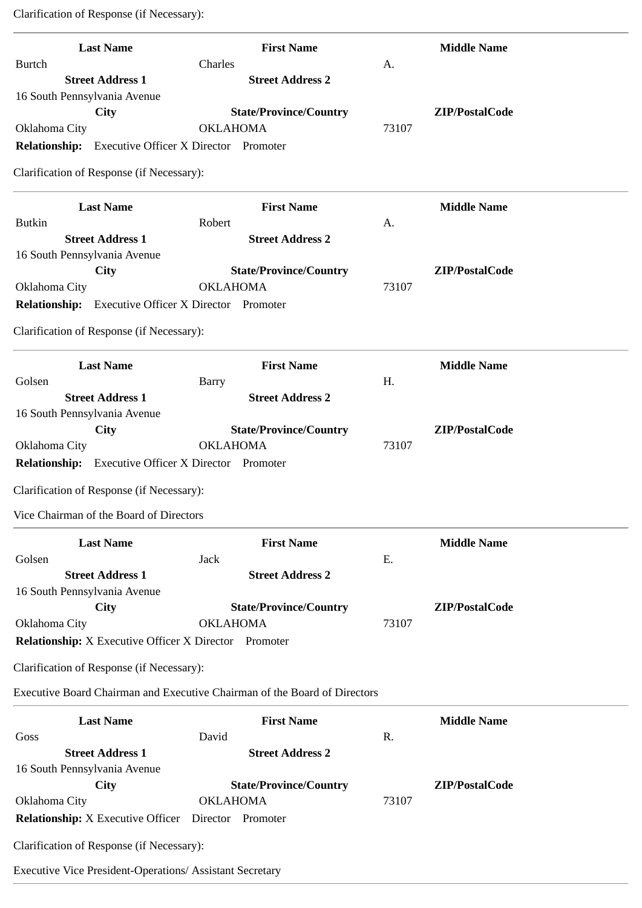Clarification of Response (if Necessary):

---

| Last Name | First Name | Middle Name |
|---|---|---|
| Burtch | Charles | A. |
| **Street Address 1** | **Street Address 2** | |
| 16 South Pennsylvania Avenue | | |
| **City** | **State/Province/Country** | **ZIP/PostalCode** |
| Oklahoma City | OKLAHOMA | 73107 |

**Relationship:** Executive Officer X Director Promoter

Clarification of Response (if Necessary):

---

| Last Name | First Name | Middle Name |
|---|---|---|
| Butkin | Robert | A. |
| **Street Address 1** | **Street Address 2** | |
| 16 South Pennsylvania Avenue | | |
| **City** | **State/Province/Country** | **ZIP/PostalCode** |
| Oklahoma City | OKLAHOMA | 73107 |

**Relationship:** Executive Officer X Director Promoter

Clarification of Response (if Necessary):

---

| Last Name | First Name | Middle Name |
|---|---|---|
| Golsen | Barry | H. |
| **Street Address 1** | **Street Address 2** | |
| 16 South Pennsylvania Avenue | | |
| **City** | **State/Province/Country** | **ZIP/PostalCode** |
| Oklahoma City | OKLAHOMA | 73107 |

**Relationship:** Executive Officer X Director Promoter

Clarification of Response (if Necessary):

Vice Chairman of the Board of Directors

---

| Last Name | First Name | Middle Name |
|---|---|---|
| Golsen | Jack | E. |
| **Street Address 1** | **Street Address 2** | |
| 16 South Pennsylvania Avenue | | |
| **City** | **State/Province/Country** | **ZIP/PostalCode** |
| Oklahoma City | OKLAHOMA | 73107 |

**Relationship:** X Executive Officer X Director Promoter

Clarification of Response (if Necessary):

Executive Board Chairman and Executive Chairman of the Board of Directors

---

| Last Name | First Name | Middle Name |
|---|---|---|
| Goss | David | R. |
| **Street Address 1** | **Street Address 2** | |
| 16 South Pennsylvania Avenue | | |
| **City** | **State/Province/Country** | **ZIP/PostalCode** |
| Oklahoma City | OKLAHOMA | 73107 |

**Relationship:** X Executive Officer Director Promoter

Clarification of Response (if Necessary):

Executive Vice President-Operations/ Assistant Secretary

---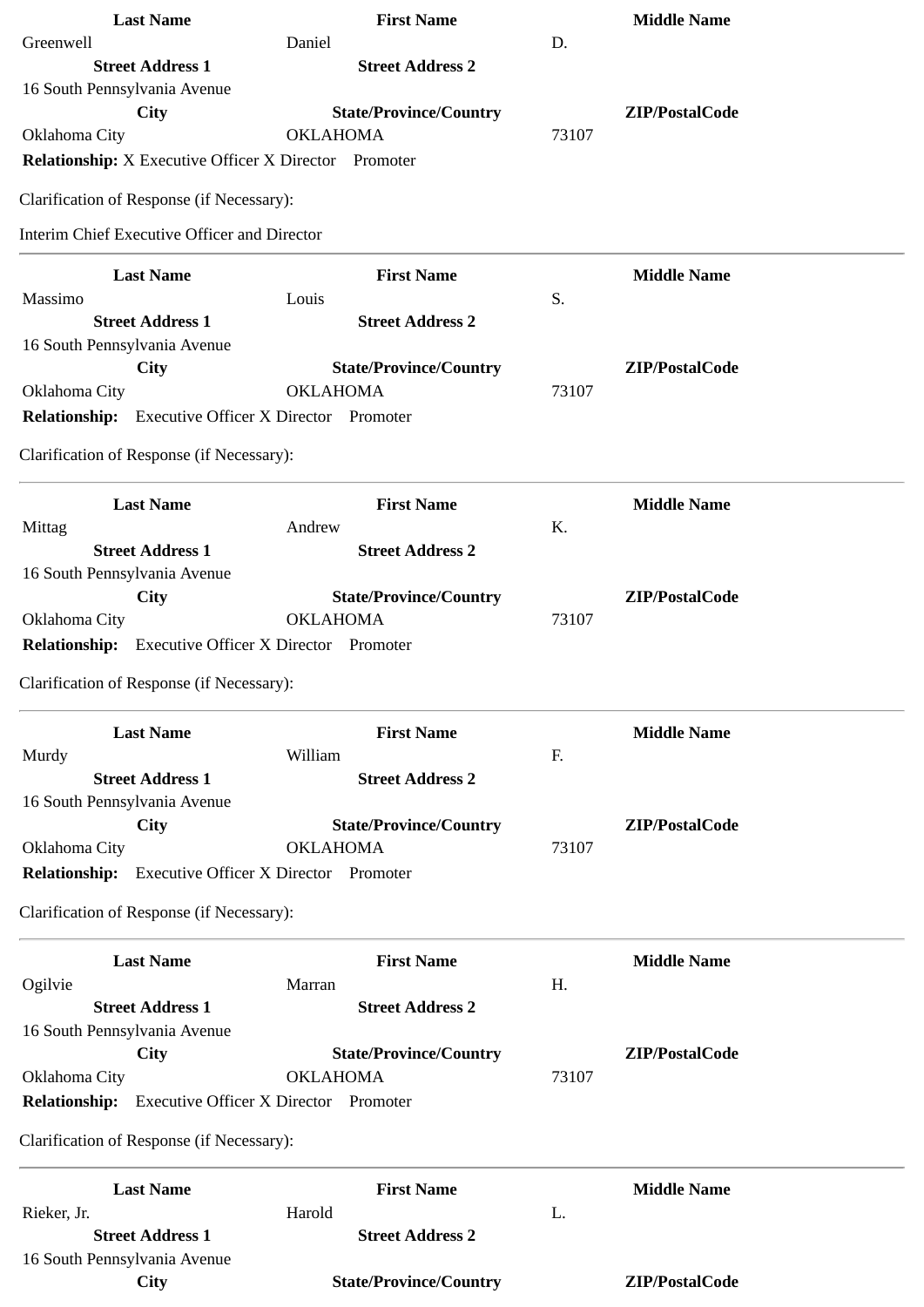| Last Name | First Name | Middle Name |
| --- | --- | --- |
| Greenwell | Daniel | D. |

| Street Address 1 | Street Address 2 |
| --- | --- |
| 16 South Pennsylvania Avenue | |

| City | State/Province/Country | ZIP/PostalCode |
| --- | --- | --- |
| Oklahoma City | OKLAHOMA | 73107 |

**Relationship:** X Executive Officer X Director Promoter

Clarification of Response (if Necessary):

Interim Chief Executive Officer and Director

---

| Last Name | First Name | Middle Name |
| --- | --- | --- |
| Massimo | Louis | S. |

| Street Address 1 | Street Address 2 |
| --- | --- |
| 16 South Pennsylvania Avenue | |

| City | State/Province/Country | ZIP/PostalCode |
| --- | --- | --- |
| Oklahoma City | OKLAHOMA | 73107 |

**Relationship:** Executive Officer X Director Promoter

Clarification of Response (if Necessary):

---

| Last Name | First Name | Middle Name |
| --- | --- | --- |
| Mittag | Andrew | K. |

| Street Address 1 | Street Address 2 |
| --- | --- |
| 16 South Pennsylvania Avenue | |

| City | State/Province/Country | ZIP/PostalCode |
| --- | --- | --- |
| Oklahoma City | OKLAHOMA | 73107 |

**Relationship:** Executive Officer X Director Promoter

Clarification of Response (if Necessary):

---

| Last Name | First Name | Middle Name |
| --- | --- | --- |
| Murdy | William | F. |

| Street Address 1 | Street Address 2 |
| --- | --- |
| 16 South Pennsylvania Avenue | |

| City | State/Province/Country | ZIP/PostalCode |
| --- | --- | --- |
| Oklahoma City | OKLAHOMA | 73107 |

**Relationship:** Executive Officer X Director Promoter

Clarification of Response (if Necessary):

---

| Last Name | First Name | Middle Name |
| --- | --- | --- |
| Ogilvie | Marran | H. |

| Street Address 1 | Street Address 2 |
| --- | --- |
| 16 South Pennsylvania Avenue | |

| City | State/Province/Country | ZIP/PostalCode |
| --- | --- | --- |
| Oklahoma City | OKLAHOMA | 73107 |

**Relationship:** Executive Officer X Director Promoter

Clarification of Response (if Necessary):

---

| Last Name | First Name | Middle Name |
| --- | --- | --- |
| Rieker, Jr. | Harold | L. |

| Street Address 1 | Street Address 2 |
| --- | --- |
| 16 South Pennsylvania Avenue | |

| City | State/Province/Country | ZIP/PostalCode |
| --- | --- | --- |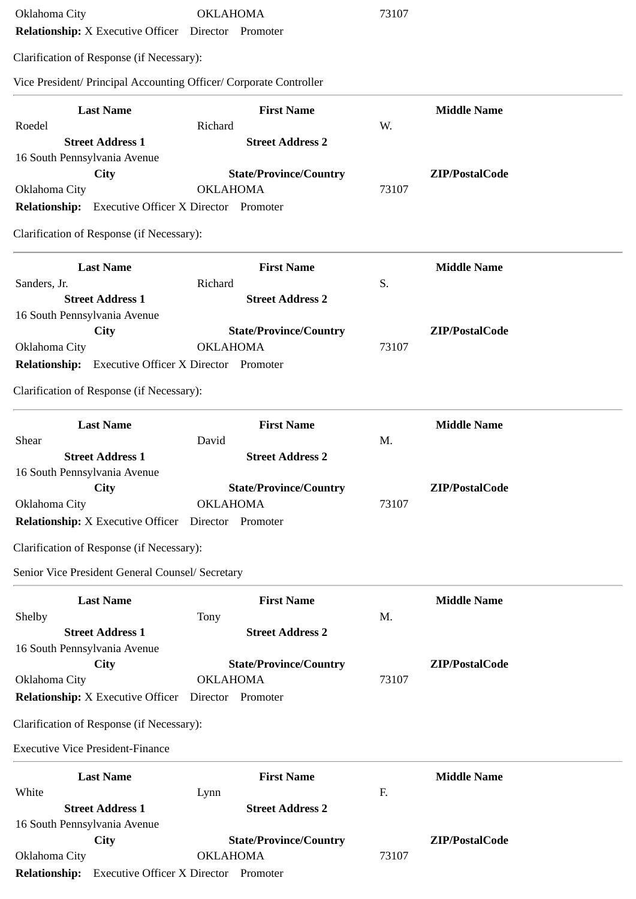| | | |
|---|---|---|
| Oklahoma City | OKLAHOMA | 73107 |

**Relationship:** X Executive Officer Director Promoter

Clarification of Response (if Necessary):

Vice President/ Principal Accounting Officer/ Corporate Controller

---

| Last Name | First Name | Middle Name |
|---|---|---|
| Roedel | Richard | W. |
| **Street Address 1** | **Street Address 2** | |
| 16 South Pennsylvania Avenue | | |
| **City** | **State/Province/Country** | **ZIP/PostalCode** |
| Oklahoma City | OKLAHOMA | 73107 |

**Relationship:** Executive Officer X Director Promoter

Clarification of Response (if Necessary):

---

| Last Name | First Name | Middle Name |
|---|---|---|
| Sanders, Jr. | Richard | S. |
| **Street Address 1** | **Street Address 2** | |
| 16 South Pennsylvania Avenue | | |
| **City** | **State/Province/Country** | **ZIP/PostalCode** |
| Oklahoma City | OKLAHOMA | 73107 |

**Relationship:** Executive Officer X Director Promoter

Clarification of Response (if Necessary):

---

| Last Name | First Name | Middle Name |
|---|---|---|
| Shear | David | M. |
| **Street Address 1** | **Street Address 2** | |
| 16 South Pennsylvania Avenue | | |
| **City** | **State/Province/Country** | **ZIP/PostalCode** |
| Oklahoma City | OKLAHOMA | 73107 |

**Relationship:** X Executive Officer Director Promoter

Clarification of Response (if Necessary):

Senior Vice President General Counsel/ Secretary

---

| Last Name | First Name | Middle Name |
|---|---|---|
| Shelby | Tony | M. |
| **Street Address 1** | **Street Address 2** | |
| 16 South Pennsylvania Avenue | | |
| **City** | **State/Province/Country** | **ZIP/PostalCode** |
| Oklahoma City | OKLAHOMA | 73107 |

**Relationship:** X Executive Officer Director Promoter

Clarification of Response (if Necessary):

Executive Vice President-Finance

---

| Last Name | First Name | Middle Name |
|---|---|---|
| White | Lynn | F. |
| **Street Address 1** | **Street Address 2** | |
| 16 South Pennsylvania Avenue | | |
| **City** | **State/Province/Country** | **ZIP/PostalCode** |
| Oklahoma City | OKLAHOMA | 73107 |

**Relationship:** Executive Officer X Director Promoter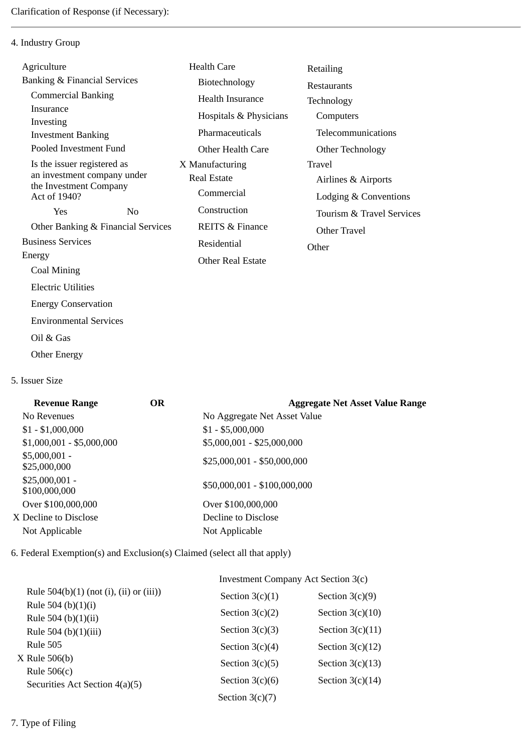Clarification of Response (if Necessary):

---

4. Industry Group

Agriculture
Banking & Financial Services
- Commercial Banking
- Insurance
- Investing
- Investment Banking
- Pooled Investment Fund
- Is the issuer registered as an investment company under the Investment Company Act of 1940?
  - Yes
  - No
- Other Banking & Financial Services

Business Services
Energy
- Coal Mining
- Electric Utilities
- Energy Conservation
- Environmental Services
- Oil & Gas
- Other Energy

Health Care
- Biotechnology
- Health Insurance
- Hospitals & Physicians
- Pharmaceuticals
- Other Health Care

X Manufacturing
Real Estate
- Commercial
- Construction
- REITS & Finance
- Residential
- Other Real Estate

Retailing
Restaurants
Technology
- Computers
- Telecommunications
- Other Technology

Travel
- Airlines & Airports
- Lodging & Conventions
- Tourism & Travel Services
- Other Travel

Other

5. Issuer Size

| Revenue Range | OR | Aggregate Net Asset Value Range |
|---|---|---|
| No Revenues | | No Aggregate Net Asset Value |
| $1 - $1,000,000 | | $1 - $5,000,000 |
| $1,000,001 - $5,000,000 | | $5,000,001 - $25,000,000 |
| $5,000,001 - $25,000,000 | | $25,000,001 - $50,000,000 |
| $25,000,001 - $100,000,000 | | $50,000,001 - $100,000,000 |
| Over $100,000,000 | | Over $100,000,000 |
| X Decline to Disclose | | Decline to Disclose |
| Not Applicable | | Not Applicable |

6. Federal Exemption(s) and Exclusion(s) Claimed (select all that apply)

- Rule 504(b)(1) (not (i), (ii) or (iii))
- Rule 504 (b)(1)(i)
- Rule 504 (b)(1)(ii)
- Rule 504 (b)(1)(iii)
- Rule 505
- X Rule 506(b)
- Rule 506(c)
- Securities Act Section 4(a)(5)

Investment Company Act Section 3(c)

| | |
|---|---|
| Section 3(c)(1) | Section 3(c)(9) |
| Section 3(c)(2) | Section 3(c)(10) |
| Section 3(c)(3) | Section 3(c)(11) |
| Section 3(c)(4) | Section 3(c)(12) |
| Section 3(c)(5) | Section 3(c)(13) |
| Section 3(c)(6) | Section 3(c)(14) |
| Section 3(c)(7) | |

7. Type of Filing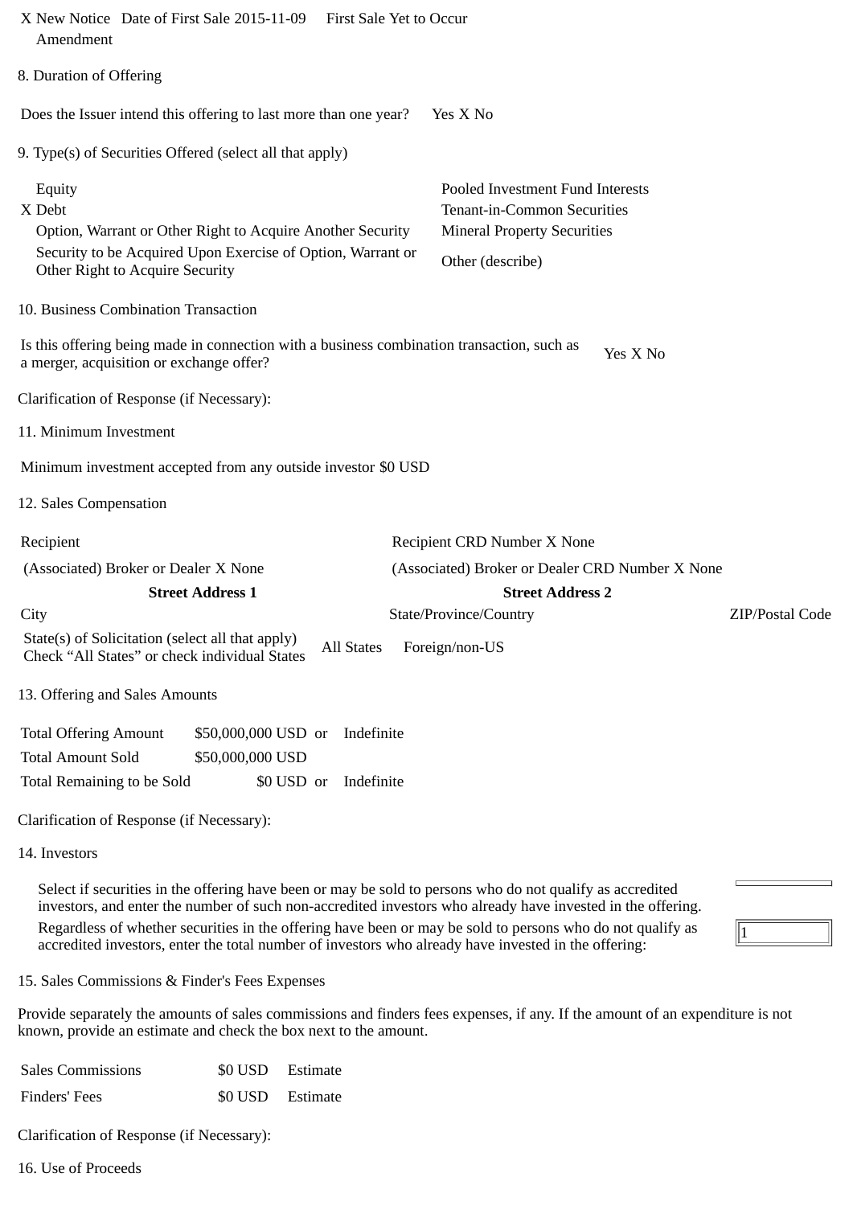X New Notice Date of First Sale 2015-11-09 First Sale Yet to Occur
Amendment

8. Duration of Offering

Does the Issuer intend this offering to last more than one year? Yes X No

9. Type(s) of Securities Offered (select all that apply)

| | |
|---|---|
| Equity | Pooled Investment Fund Interests |
| X Debt | Tenant-in-Common Securities |
| Option, Warrant or Other Right to Acquire Another Security | Mineral Property Securities |
| Security to be Acquired Upon Exercise of Option, Warrant or Other Right to Acquire Security | Other (describe) |

10. Business Combination Transaction

Is this offering being made in connection with a business combination transaction, such as a merger, acquisition or exchange offer? Yes X No

Clarification of Response (if Necessary):

11. Minimum Investment

Minimum investment accepted from any outside investor $0 USD

12. Sales Compensation

| | | |
|---|---|---|
| Recipient | Recipient CRD Number X None | |
| (Associated) Broker or Dealer X None | (Associated) Broker or Dealer CRD Number X None | |
| **Street Address 1** | **Street Address 2** | |
| City | State/Province/Country | ZIP/Postal Code |
| State(s) of Solicitation (select all that apply) Check "All States" or check individual States | All States Foreign/non-US | |

13. Offering and Sales Amounts

| | | | |
|---|---|---|---|
| Total Offering Amount | $50,000,000 USD | or | Indefinite |
| Total Amount Sold | $50,000,000 USD | | |
| Total Remaining to be Sold | $0 USD | or | Indefinite |

Clarification of Response (if Necessary):

14. Investors

Select if securities in the offering have been or may be sold to persons who do not qualify as accredited investors, and enter the number of such non-accredited investors who already have invested in the offering.

Regardless of whether securities in the offering have been or may be sold to persons who do not qualify as accredited investors, enter the total number of investors who already have invested in the offering: 1

15. Sales Commissions & Finder's Fees Expenses

Provide separately the amounts of sales commissions and finders fees expenses, if any. If the amount of an expenditure is not known, provide an estimate and check the box next to the amount.

| | | |
|---|---|---|
| Sales Commissions | $0 USD | Estimate |
| Finders' Fees | $0 USD | Estimate |

Clarification of Response (if Necessary):

16. Use of Proceeds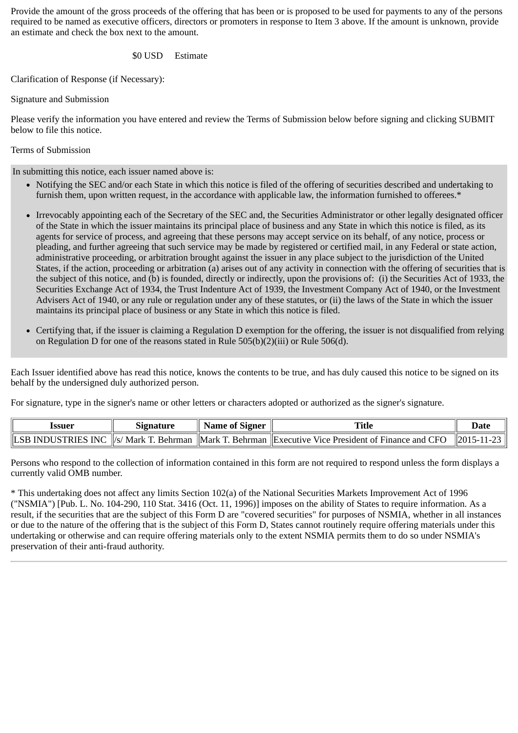Provide the amount of the gross proceeds of the offering that has been or is proposed to be used for payments to any of the persons required to be named as executive officers, directors or promoters in response to Item 3 above. If the amount is unknown, provide an estimate and check the box next to the amount.

$0 USD Estimate

Clarification of Response (if Necessary):

Signature and Submission

Please verify the information you have entered and review the Terms of Submission below before signing and clicking SUBMIT below to file this notice.

Terms of Submission

In submitting this notice, each issuer named above is:

- Notifying the SEC and/or each State in which this notice is filed of the offering of securities described and undertaking to furnish them, upon written request, in the accordance with applicable law, the information furnished to offerees.*
- Irrevocably appointing each of the Secretary of the SEC and, the Securities Administrator or other legally designated officer of the State in which the issuer maintains its principal place of business and any State in which this notice is filed, as its agents for service of process, and agreeing that these persons may accept service on its behalf, of any notice, process or pleading, and further agreeing that such service may be made by registered or certified mail, in any Federal or state action, administrative proceeding, or arbitration brought against the issuer in any place subject to the jurisdiction of the United States, if the action, proceeding or arbitration (a) arises out of any activity in connection with the offering of securities that is the subject of this notice, and (b) is founded, directly or indirectly, upon the provisions of: (i) the Securities Act of 1933, the Securities Exchange Act of 1934, the Trust Indenture Act of 1939, the Investment Company Act of 1940, or the Investment Advisers Act of 1940, or any rule or regulation under any of these statutes, or (ii) the laws of the State in which the issuer maintains its principal place of business or any State in which this notice is filed.
- Certifying that, if the issuer is claiming a Regulation D exemption for the offering, the issuer is not disqualified from relying on Regulation D for one of the reasons stated in Rule 505(b)(2)(iii) or Rule 506(d).

Each Issuer identified above has read this notice, knows the contents to be true, and has duly caused this notice to be signed on its behalf by the undersigned duly authorized person.

For signature, type in the signer's name or other letters or characters adopted or authorized as the signer's signature.

| Issuer | Signature | Name of Signer | Title | Date |
|---|---|---|---|---|
| LSB INDUSTRIES INC | /s/ Mark T. Behrman | Mark T. Behrman | Executive Vice President of Finance and CFO | 2015-11-23 |

Persons who respond to the collection of information contained in this form are not required to respond unless the form displays a currently valid OMB number.

* This undertaking does not affect any limits Section 102(a) of the National Securities Markets Improvement Act of 1996 ("NSMIA") [Pub. L. No. 104-290, 110 Stat. 3416 (Oct. 11, 1996)] imposes on the ability of States to require information. As a result, if the securities that are the subject of this Form D are "covered securities" for purposes of NSMIA, whether in all instances or due to the nature of the offering that is the subject of this Form D, States cannot routinely require offering materials under this undertaking or otherwise and can require offering materials only to the extent NSMIA permits them to do so under NSMIA's preservation of their anti-fraud authority.